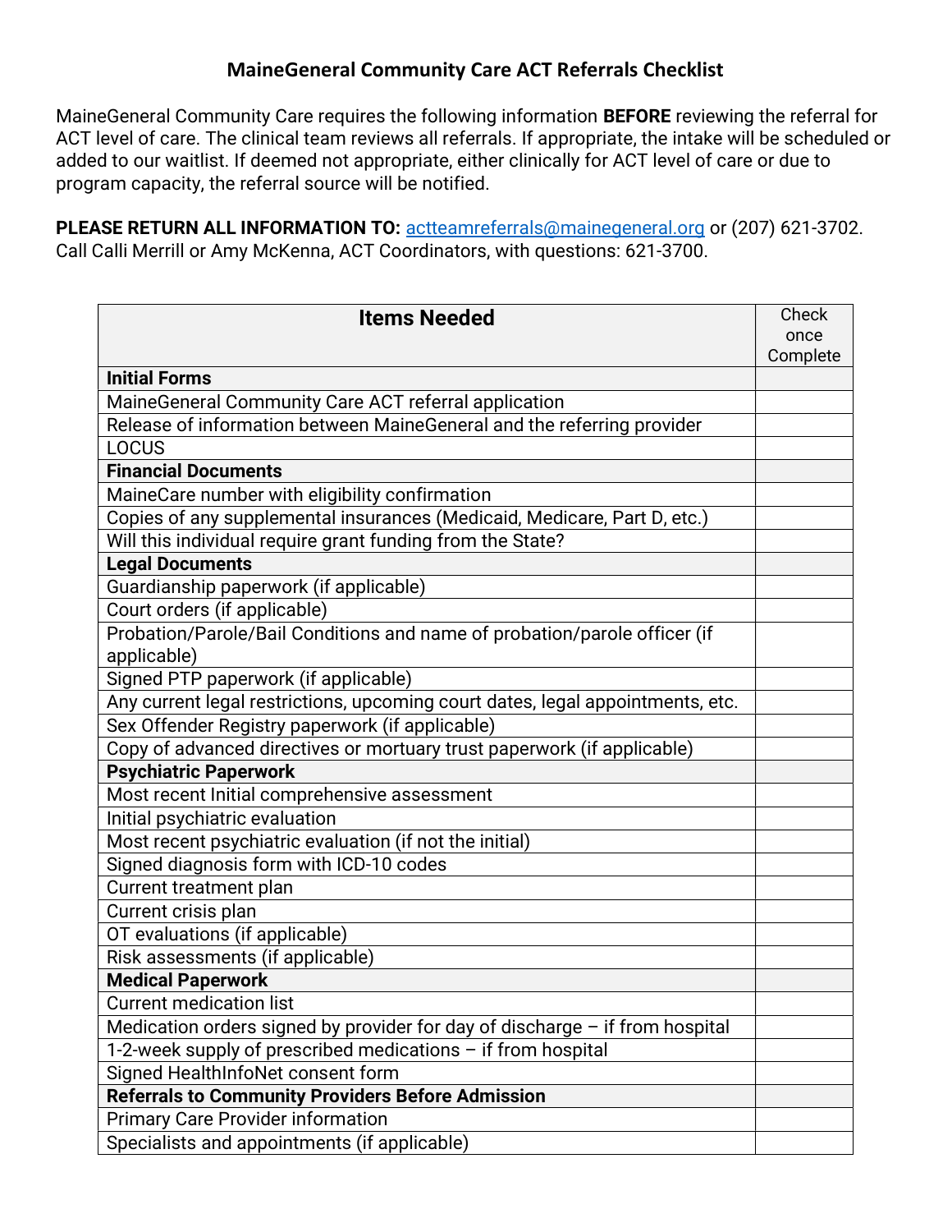# MaineGeneral Community Care ACT Referrals Checklist

MaineGeneral Community Care requires the following information **BEFORE** reviewing the referral for ACT level of care. The clinical team reviews all referrals. If appropriate, the intake will be scheduled or added to our waitlist. If deemed not appropriate, either clinically for ACT level of care or due to program capacity, the referral source will be notified.

**PLEASE RETURN ALL INFORMATION TO:** actteamreferrals@mainegeneral.org or (207) 621-3702. Call Calli Merrill or Amy McKenna, ACT Coordinators, with questions: 621-3700.

| Items Needed | Check once Complete |
|---|---|
| **Initial Forms** | |
| MaineGeneral Community Care ACT referral application | |
| Release of information between MaineGeneral and the referring provider | |
| LOCUS | |
| **Financial Documents** | |
| MaineCare number with eligibility confirmation | |
| Copies of any supplemental insurances (Medicaid, Medicare, Part D, etc.) | |
| Will this individual require grant funding from the State? | |
| **Legal Documents** | |
| Guardianship paperwork (if applicable) | |
| Court orders (if applicable) | |
| Probation/Parole/Bail Conditions and name of probation/parole officer (if applicable) | |
| Signed PTP paperwork (if applicable) | |
| Any current legal restrictions, upcoming court dates, legal appointments, etc. | |
| Sex Offender Registry paperwork (if applicable) | |
| Copy of advanced directives or mortuary trust paperwork (if applicable) | |
| **Psychiatric Paperwork** | |
| Most recent Initial comprehensive assessment | |
| Initial psychiatric evaluation | |
| Most recent psychiatric evaluation (if not the initial) | |
| Signed diagnosis form with ICD-10 codes | |
| Current treatment plan | |
| Current crisis plan | |
| OT evaluations (if applicable) | |
| Risk assessments (if applicable) | |
| **Medical Paperwork** | |
| Current medication list | |
| Medication orders signed by provider for day of discharge – if from hospital | |
| 1-2-week supply of prescribed medications – if from hospital | |
| Signed HealthInfoNet consent form | |
| **Referrals to Community Providers Before Admission** | |
| Primary Care Provider information | |
| Specialists and appointments (if applicable) | |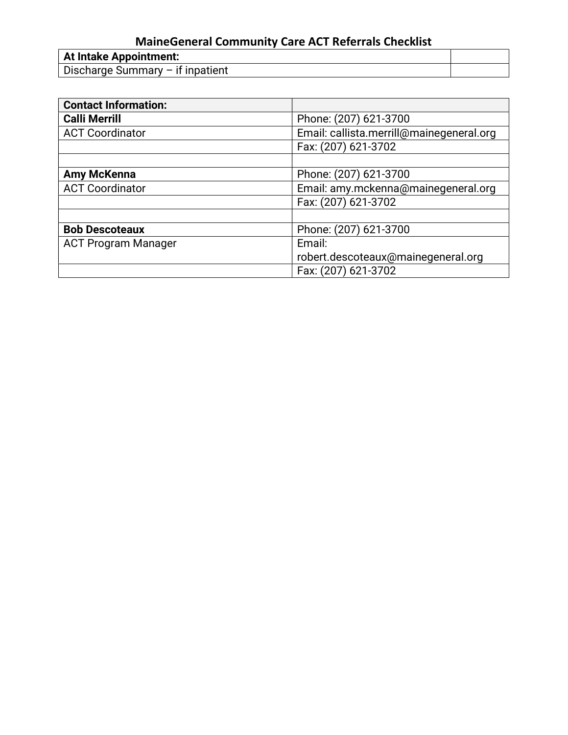## MaineGeneral Community Care ACT Referrals Checklist

| **At Intake Appointment:** | |
|---|---|
| Discharge Summary – if inpatient | |

| **Contact Information:** | |
|---|---|
| **Calli Merrill** | Phone: (207) 621-3700 |
| ACT Coordinator | Email: callista.merrill@mainegeneral.org |
| | Fax: (207) 621-3702 |
| | |
| **Amy McKenna** | Phone: (207) 621-3700 |
| ACT Coordinator | Email: amy.mckenna@mainegeneral.org |
| | Fax: (207) 621-3702 |
| | |
| **Bob Descoteaux** | Phone: (207) 621-3700 |
| ACT Program Manager | Email: robert.descoteaux@mainegeneral.org |
| | Fax: (207) 621-3702 |